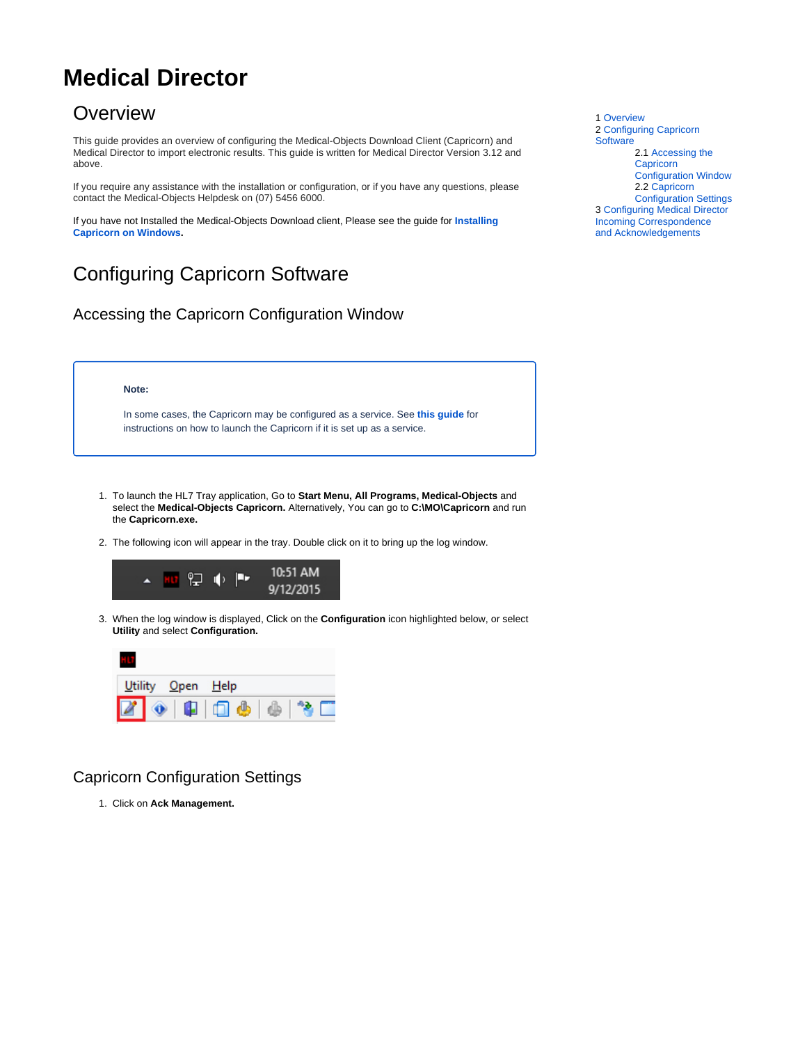# Medical Director

## Overview

1 Overview
2 Configuring Capricorn Software
  2.1 Accessing the Capricorn Configuration Window
  2.2 Capricorn Configuration Settings
3 Configuring Medical Director Incoming Correspondence and Acknowledgements

This guide provides an overview of configuring the Medical-Objects Download Client (Capricorn) and Medical Director to import electronic results. This guide is written for Medical Director Version 3.12 and above.

If you require any assistance with the installation or configuration, or if you have any questions, please contact the Medical-Objects Helpdesk on (07) 5456 6000.

If you have not Installed the Medical-Objects Download client, Please see the guide for **Installing Capricorn on Windows.**

## Configuring Capricorn Software

### Accessing the Capricorn Configuration Window

> **Note:**
>
> In some cases, the Capricorn may be configured as a service. See **this guide** for instructions on how to launch the Capricorn if it is set up as a service.

1. To launch the HL7 Tray application, Go to **Start Menu, All Programs, Medical-Objects** and select the **Medical-Objects Capricorn.** Alternatively, You can go to **C:\MO\Capricorn** and run the **Capricorn.exe.**
2. The following icon will appear in the tray. Double click on it to bring up the log window.
3. When the log window is displayed, Click on the **Configuration** icon highlighted below, or select **Utility** and select **Configuration.**

### Capricorn Configuration Settings

1. Click on **Ack Management.**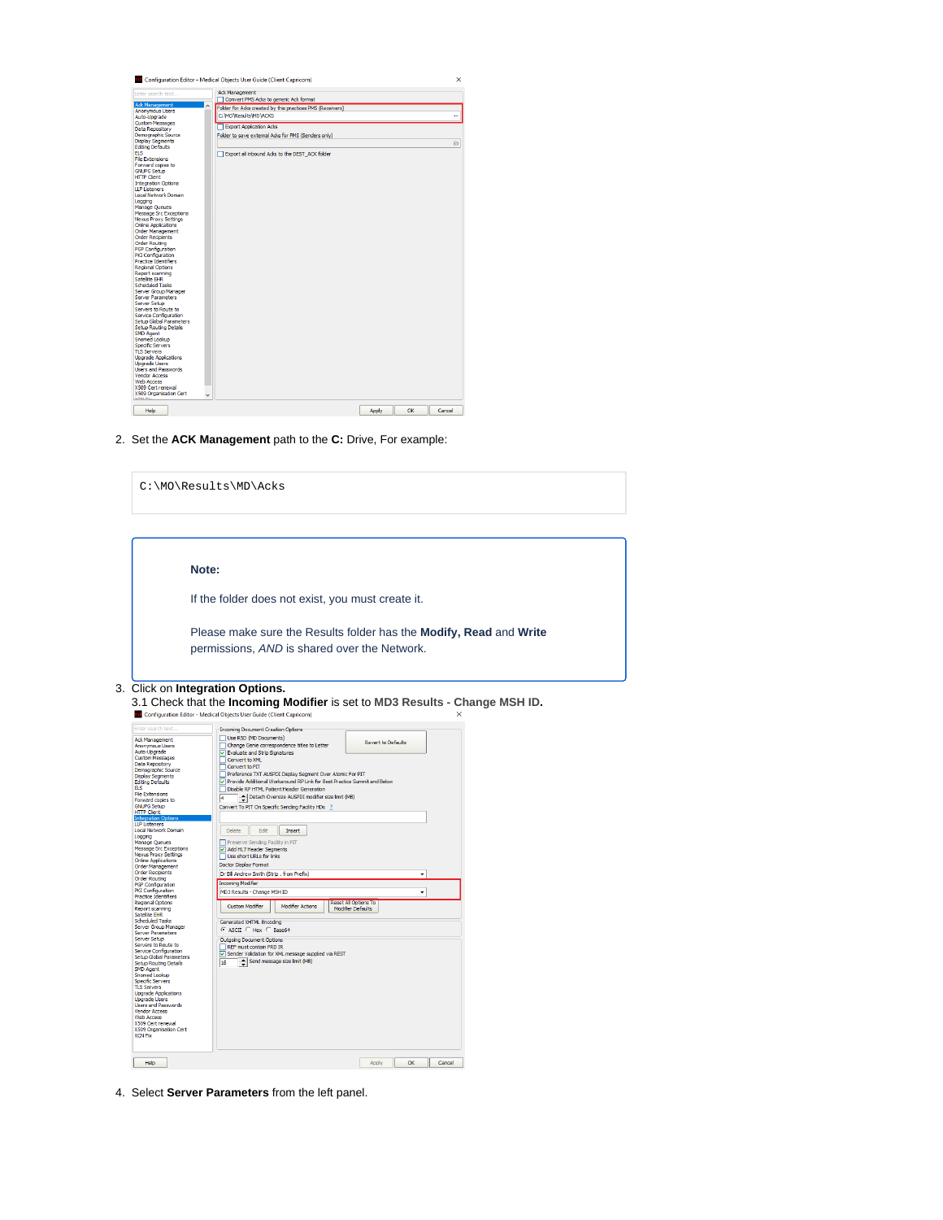2. Set the **ACK Management** path to the **C:** Drive, For example:

```
C:\MO\Results\MD\Acks
```

> **Note:**
>
> If the folder does not exist, you must create it.
>
> Please make sure the Results folder has the **Modify, Read** and **Write** permissions, *AND* is shared over the Network.

3. Click on **Integration Options.**
   3.1 Check that the **Incoming Modifier** is set to **MD3 Results - Change MSH ID**.

4. Select **Server Parameters** from the left panel.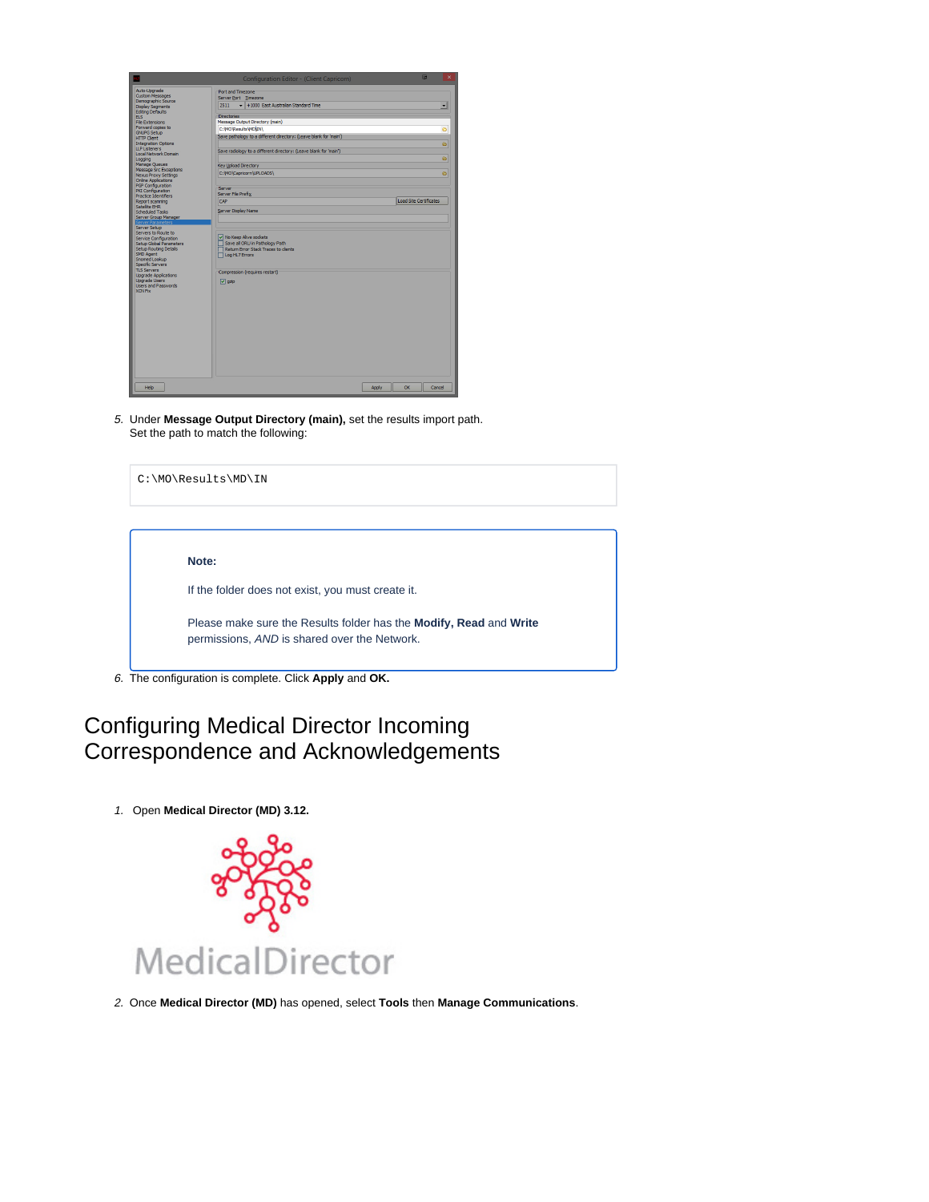5. Under **Message Output Directory (main),** set the results import path.
   Set the path to match the following:

```
C:\MO\Results\MD\IN
```

> **Note:**
>
> If the folder does not exist, you must create it.
>
> Please make sure the Results folder has the **Modify, Read** and **Write** permissions, *AND* is shared over the Network.

6. The configuration is complete. Click **Apply** and **OK.**

# Configuring Medical Director Incoming Correspondence and Acknowledgements

1. Open **Medical Director (MD) 3.12.**

2. Once **Medical Director (MD)** has opened, select **Tools** then **Manage Communications**.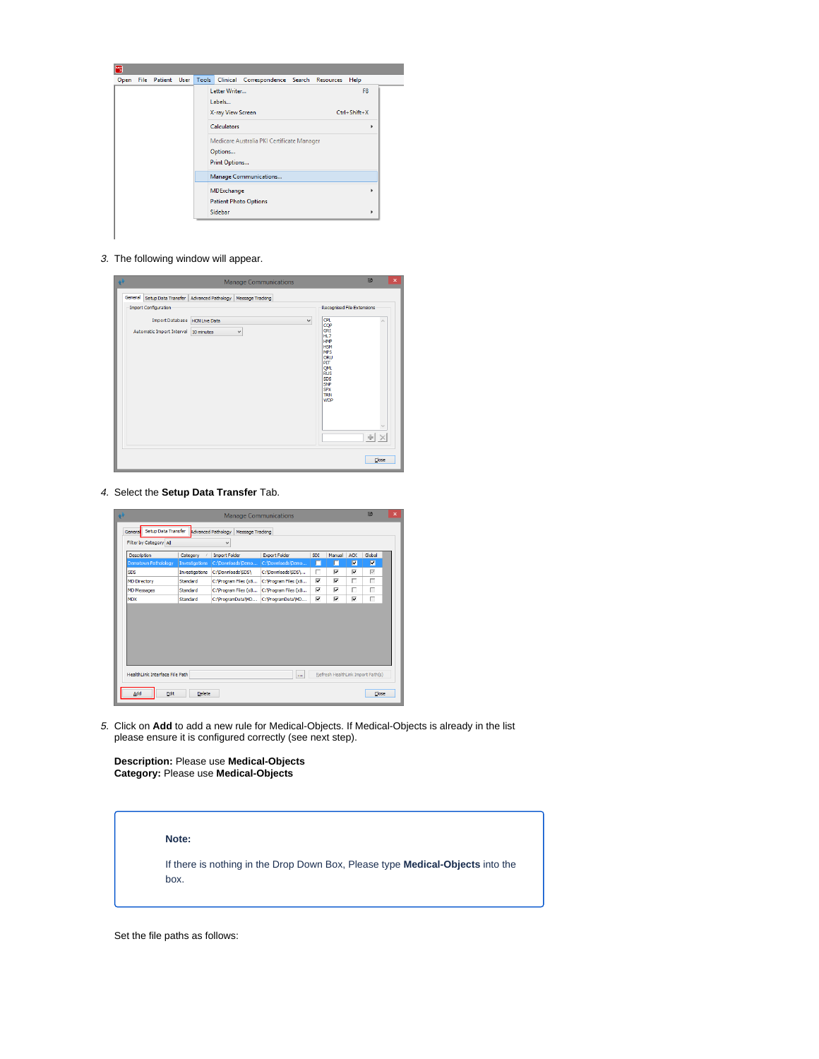3. The following window will appear.

4. Select the **Setup Data Transfer** Tab.

5. Click on **Add** to add a new rule for Medical-Objects. If Medical-Objects is already in the list please ensure it is configured correctly (see next step).

**Description:** Please use **Medical-Objects**
**Category:** Please use **Medical-Objects**

> **Note:**
>
> If there is nothing in the Drop Down Box, Please type **Medical-Objects** into the box.

Set the file paths as follows: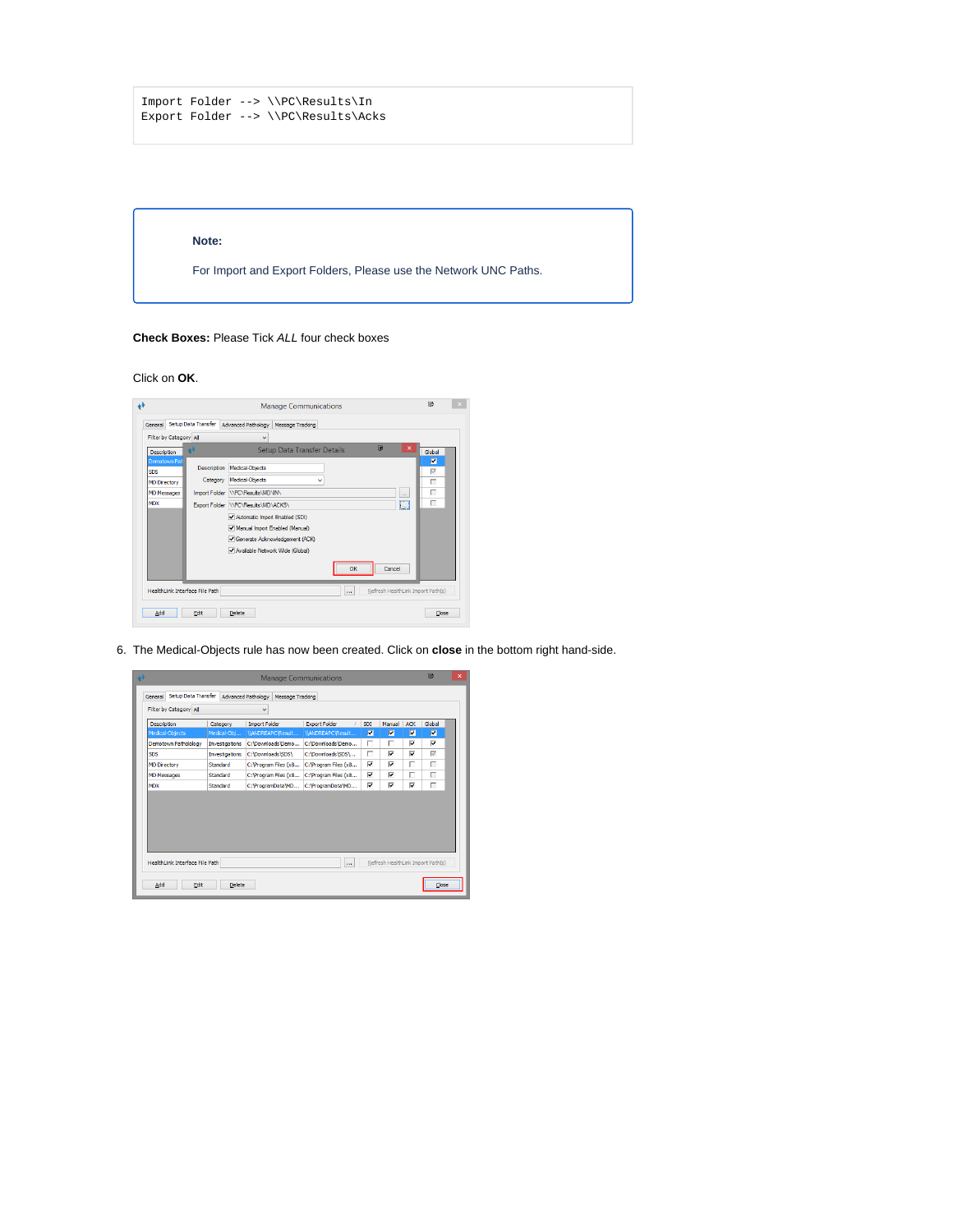```
Import Folder --> \\PC\Results\In
Export Folder --> \\PC\Results\Acks
```

**Note:**

For Import and Export Folders, Please use the Network UNC Paths.

**Check Boxes:** Please Tick *ALL* four check boxes

Click on **OK**.

6. The Medical-Objects rule has now been created. Click on **close** in the bottom right hand-side.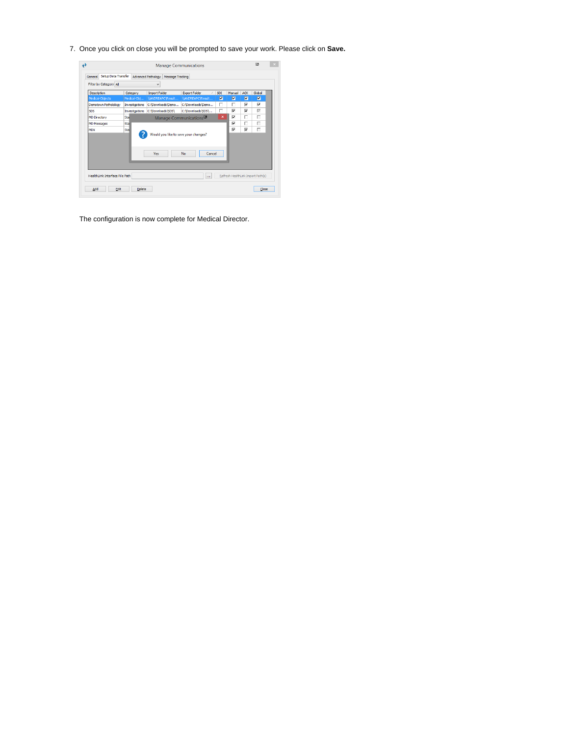7. Once you click on close you will be prompted to save your work. Please click on **Save.**

The configuration is now complete for Medical Director.